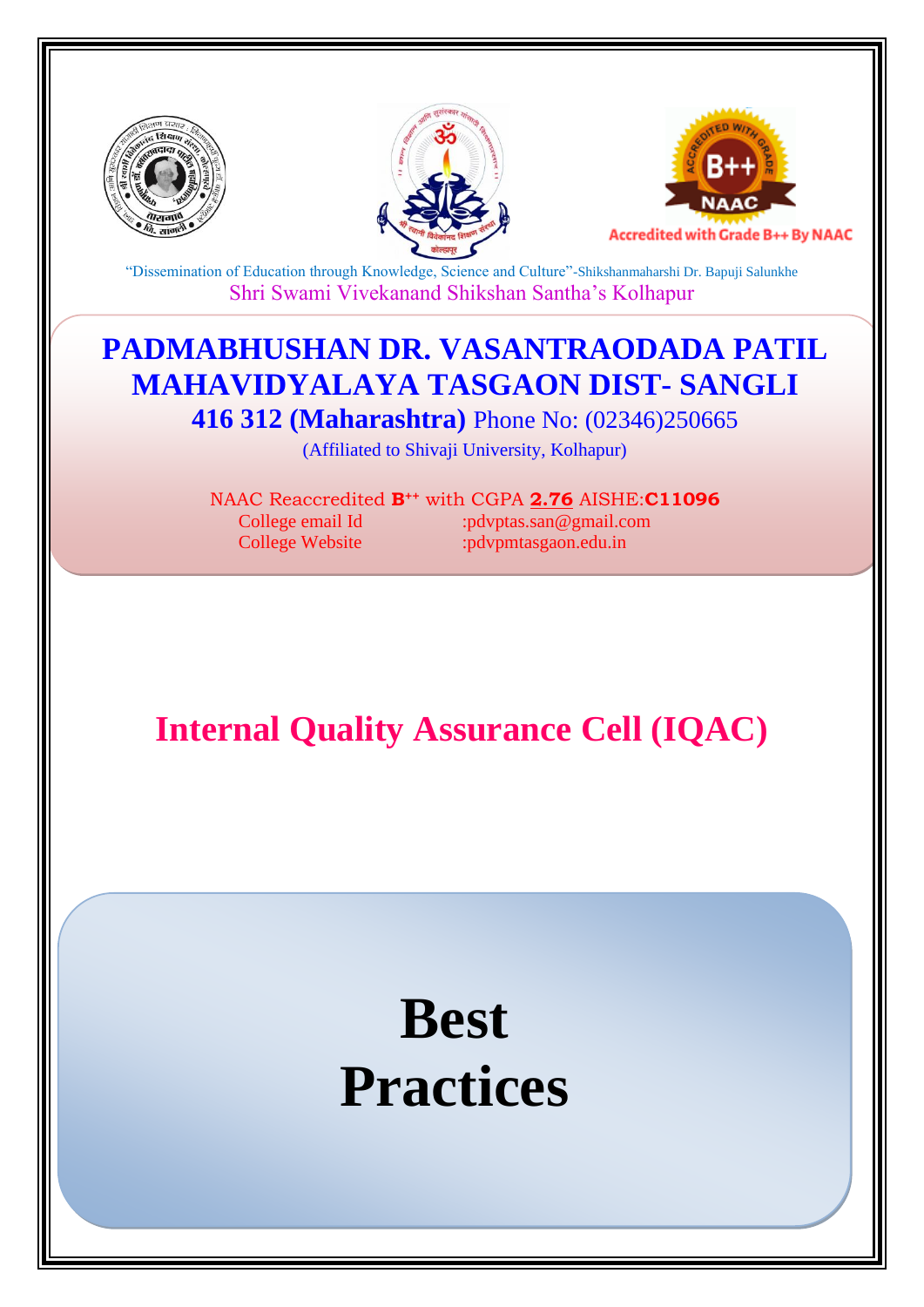Accredited with Grade B++ By NAAC

"Dissemination of Education through Knowledge, Science and Culture"-Shikshanmaharshi Dr. Bapuji Salunkhe

Shri Swami Vivekanand Shikshan Santha's Kolhapur

# PADMABHUSHAN DR. VASANTRAODADA PATIL MAHAVIDYALAYA TASGAON DIST- SANGLI

**416 312 (Maharashtra)** Phone No: (02346)250665

(Affiliated to Shivaji University, Kolhapur)

NAAC Reaccredited **B++** with CGPA **2.76** AISHE:**C11096**

College email Id :pdvptas.san@gmail.com

College Website :pdvpmtasgaon.edu.in

## Internal Quality Assurance Cell (IQAC)

# Best Practices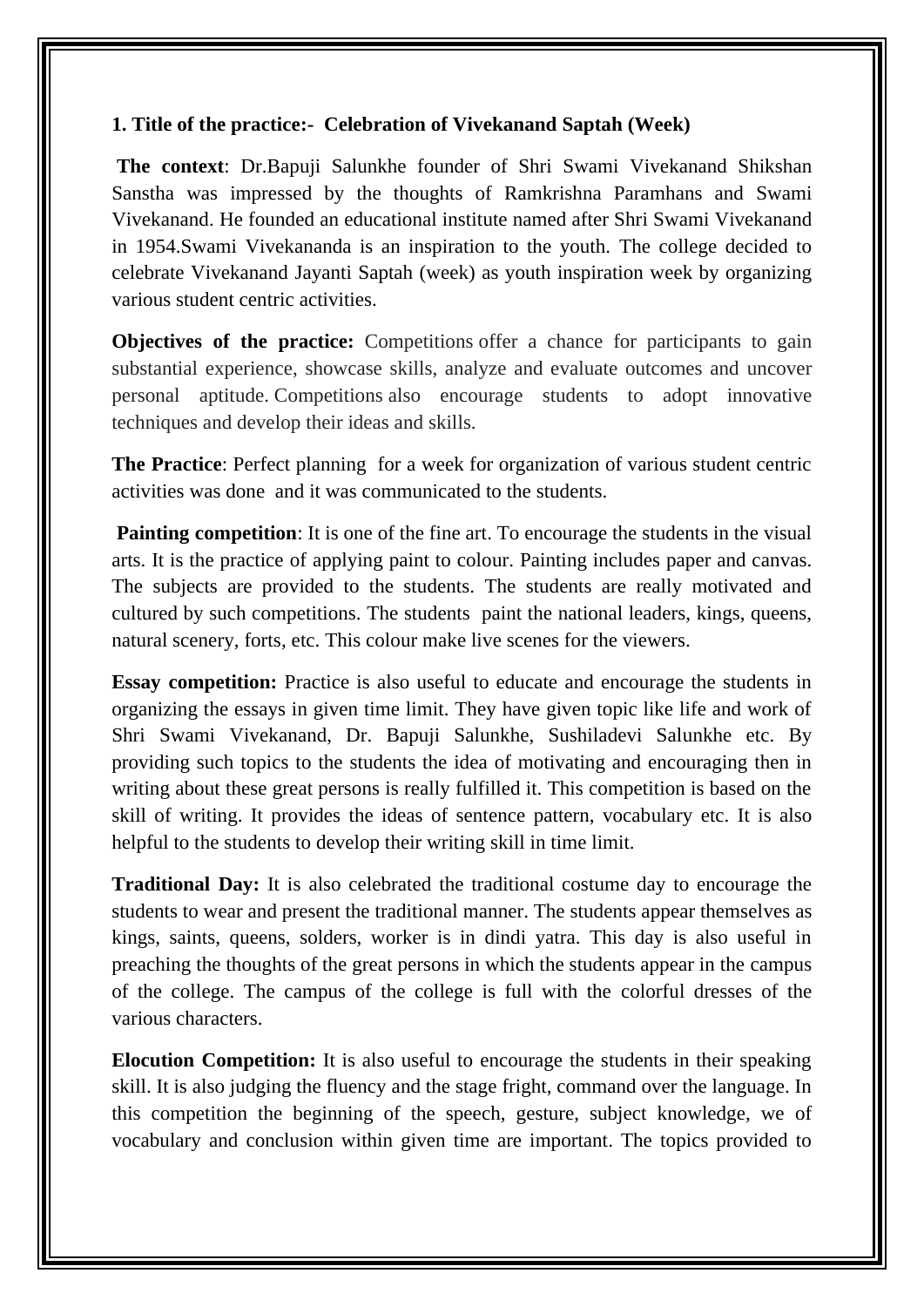**1. Title of the practice:- Celebration of Vivekanand Saptah (Week)**

**The context**: Dr.Bapuji Salunkhe founder of Shri Swami Vivekanand Shikshan Sanstha was impressed by the thoughts of Ramkrishna Paramhans and Swami Vivekanand. He founded an educational institute named after Shri Swami Vivekanand in 1954.Swami Vivekananda is an inspiration to the youth. The college decided to celebrate Vivekanand Jayanti Saptah (week) as youth inspiration week by organizing various student centric activities.

**Objectives of the practice:** Competitions offer a chance for participants to gain substantial experience, showcase skills, analyze and evaluate outcomes and uncover personal aptitude. Competitions also encourage students to adopt innovative techniques and develop their ideas and skills.

**The Practice**: Perfect planning for a week for organization of various student centric activities was done and it was communicated to the students.

**Painting competition**: It is one of the fine art. To encourage the students in the visual arts. It is the practice of applying paint to colour. Painting includes paper and canvas. The subjects are provided to the students. The students are really motivated and cultured by such competitions. The students paint the national leaders, kings, queens, natural scenery, forts, etc. This colour make live scenes for the viewers.

**Essay competition:** Practice is also useful to educate and encourage the students in organizing the essays in given time limit. They have given topic like life and work of Shri Swami Vivekanand, Dr. Bapuji Salunkhe, Sushiladevi Salunkhe etc. By providing such topics to the students the idea of motivating and encouraging then in writing about these great persons is really fulfilled it. This competition is based on the skill of writing. It provides the ideas of sentence pattern, vocabulary etc. It is also helpful to the students to develop their writing skill in time limit.

**Traditional Day:** It is also celebrated the traditional costume day to encourage the students to wear and present the traditional manner. The students appear themselves as kings, saints, queens, solders, worker is in dindi yatra. This day is also useful in preaching the thoughts of the great persons in which the students appear in the campus of the college. The campus of the college is full with the colorful dresses of the various characters.

**Elocution Competition:** It is also useful to encourage the students in their speaking skill. It is also judging the fluency and the stage fright, command over the language. In this competition the beginning of the speech, gesture, subject knowledge, we of vocabulary and conclusion within given time are important. The topics provided to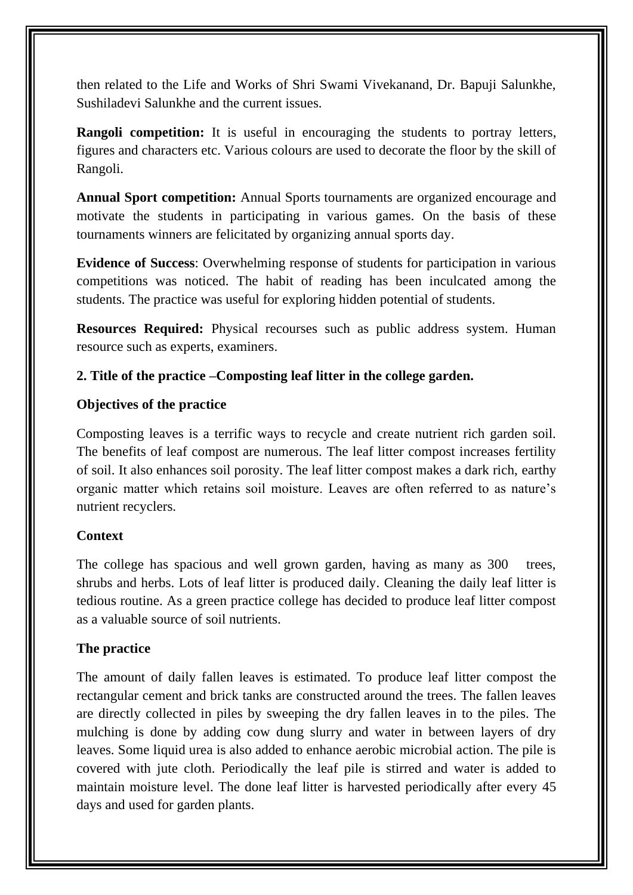then related to the Life and Works of Shri Swami Vivekanand, Dr. Bapuji Salunkhe, Sushiladevi Salunkhe and the current issues.

**Rangoli competition:** It is useful in encouraging the students to portray letters, figures and characters etc. Various colours are used to decorate the floor by the skill of Rangoli.

**Annual Sport competition:** Annual Sports tournaments are organized encourage and motivate the students in participating in various games. On the basis of these tournaments winners are felicitated by organizing annual sports day.

**Evidence of Success**: Overwhelming response of students for participation in various competitions was noticed. The habit of reading has been inculcated among the students. The practice was useful for exploring hidden potential of students.

**Resources Required:** Physical recourses such as public address system. Human resource such as experts, examiners.

**2. Title of the practice –Composting leaf litter in the college garden.**

**Objectives of the practice**

Composting leaves is a terrific ways to recycle and create nutrient rich garden soil. The benefits of leaf compost are numerous. The leaf litter compost increases fertility of soil. It also enhances soil porosity. The leaf litter compost makes a dark rich, earthy organic matter which retains soil moisture. Leaves are often referred to as nature's nutrient recyclers.

**Context**

The college has spacious and well grown garden, having as many as 300 trees, shrubs and herbs. Lots of leaf litter is produced daily. Cleaning the daily leaf litter is tedious routine. As a green practice college has decided to produce leaf litter compost as a valuable source of soil nutrients.

**The practice**

The amount of daily fallen leaves is estimated. To produce leaf litter compost the rectangular cement and brick tanks are constructed around the trees. The fallen leaves are directly collected in piles by sweeping the dry fallen leaves in to the piles. The mulching is done by adding cow dung slurry and water in between layers of dry leaves. Some liquid urea is also added to enhance aerobic microbial action. The pile is covered with jute cloth. Periodically the leaf pile is stirred and water is added to maintain moisture level. The done leaf litter is harvested periodically after every 45 days and used for garden plants.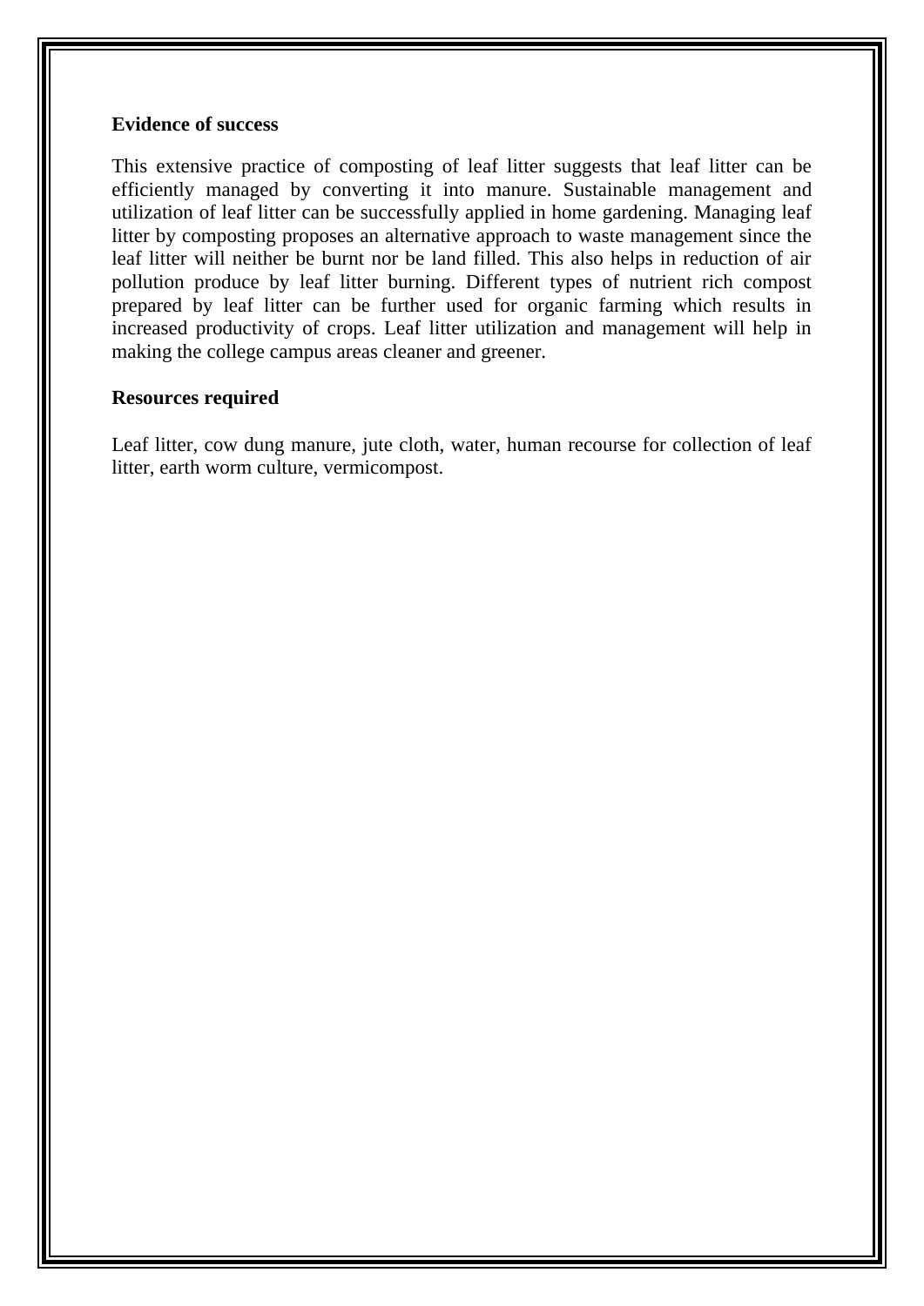**Evidence of success**

This extensive practice of composting of leaf litter suggests that leaf litter can be efficiently managed by converting it into manure. Sustainable management and utilization of leaf litter can be successfully applied in home gardening. Managing leaf litter by composting proposes an alternative approach to waste management since the leaf litter will neither be burnt nor be land filled. This also helps in reduction of air pollution produce by leaf litter burning. Different types of nutrient rich compost prepared by leaf litter can be further used for organic farming which results in increased productivity of crops. Leaf litter utilization and management will help in making the college campus areas cleaner and greener.

**Resources required**

Leaf litter, cow dung manure, jute cloth, water, human recourse for collection of leaf litter, earth worm culture, vermicompost.